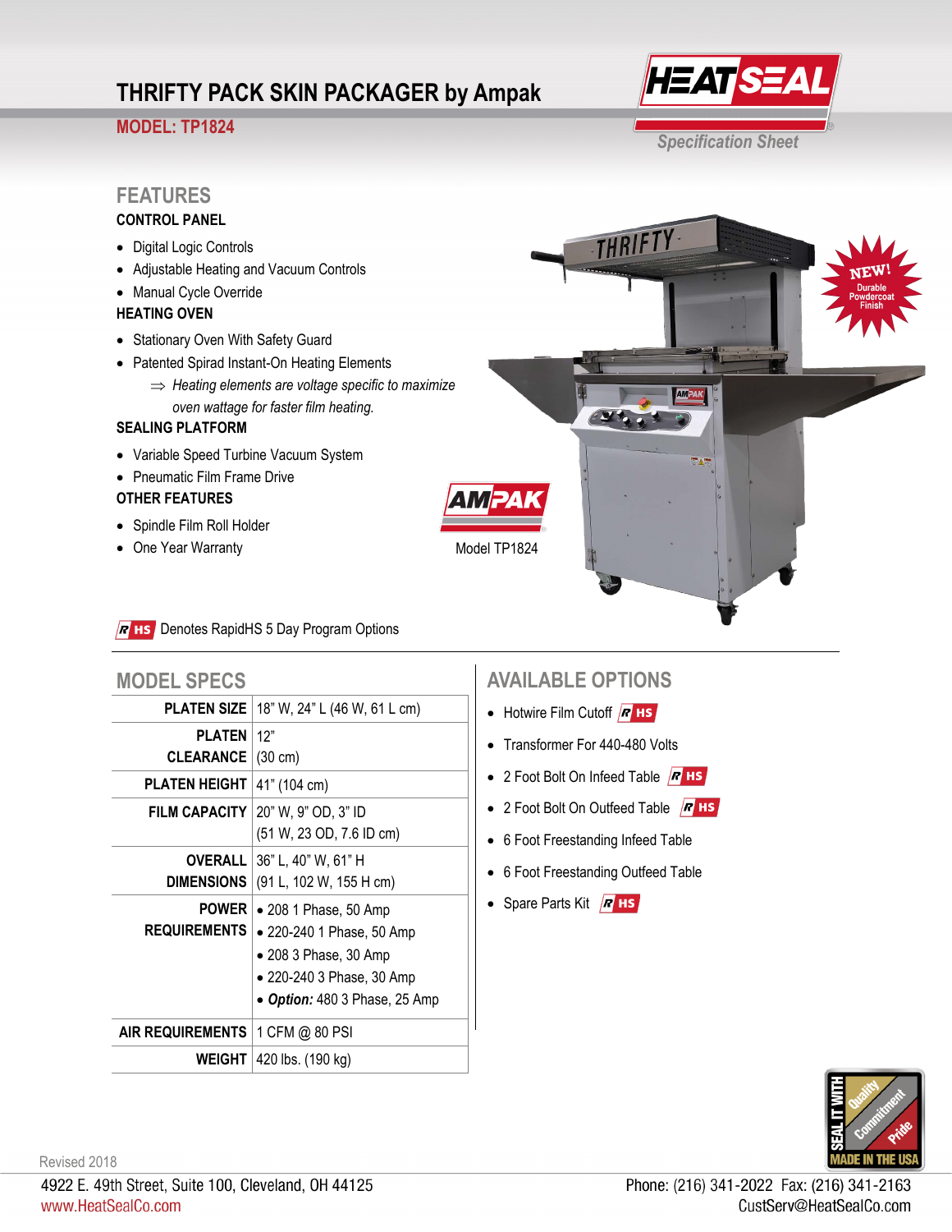# THRIFTY PACK SKIN PACKAGER by Ampak

**MODEL: TP1824**

HEATSEAL Specification Sheet

## FEATURES

### CONTROL PANEL

- Digital Logic Controls
- Adjustable Heating and Vacuum Controls
- Manual Cycle Override

### HEATING OVEN

- Stationary Oven With Safety Guard
- Patented Spirad Instant-On Heating Elements
  - ⇒ *Heating elements are voltage specific to maximize oven wattage for faster film heating.*

### SEALING PLATFORM

- Variable Speed Turbine Vacuum System
- Pneumatic Film Frame Drive

### OTHER FEATURES

- Spindle Film Roll Holder
- One Year Warranty

NEW! Durable Powdercoat Finish

AMPAK

Model TP1824

R HS Denotes RapidHS 5 Day Program Options

## MODEL SPECS

| | |
|---|---|
| **PLATEN SIZE** | 18" W, 24" L (46 W, 61 L cm) |
| **PLATEN CLEARANCE** | 12" (30 cm) |
| **PLATEN HEIGHT** | 41" (104 cm) |
| **FILM CAPACITY** | 20" W, 9" OD, 3" ID (51 W, 23 OD, 7.6 ID cm) |
| **OVERALL DIMENSIONS** | 36" L, 40" W, 61" H (91 L, 102 W, 155 H cm) |
| **POWER REQUIREMENTS** | • 208 1 Phase, 50 Amp<br>• 220-240 1 Phase, 50 Amp<br>• 208 3 Phase, 30 Amp<br>• 220-240 3 Phase, 30 Amp<br>• ***Option:*** 480 3 Phase, 25 Amp |
| **AIR REQUIREMENTS** | 1 CFM @ 80 PSI |
| **WEIGHT** | 420 lbs. (190 kg) |

## AVAILABLE OPTIONS

- Hotwire Film Cutoff (R HS)
- Transformer For 440-480 Volts
- 2 Foot Bolt On Infeed Table (R HS)
- 2 Foot Bolt On Outfeed Table (R HS)
- 6 Foot Freestanding Infeed Table
- 6 Foot Freestanding Outfeed Table
- Spare Parts Kit (R HS)

SEAL IT WITH Quality Commitment Pride — MADE IN THE USA

Revised 2018

4922 E. 49th Street, Suite 100, Cleveland, OH 44125
www.HeatSealCo.com

Phone: (216) 341-2022 Fax: (216) 341-2163
CustServ@HeatSealCo.com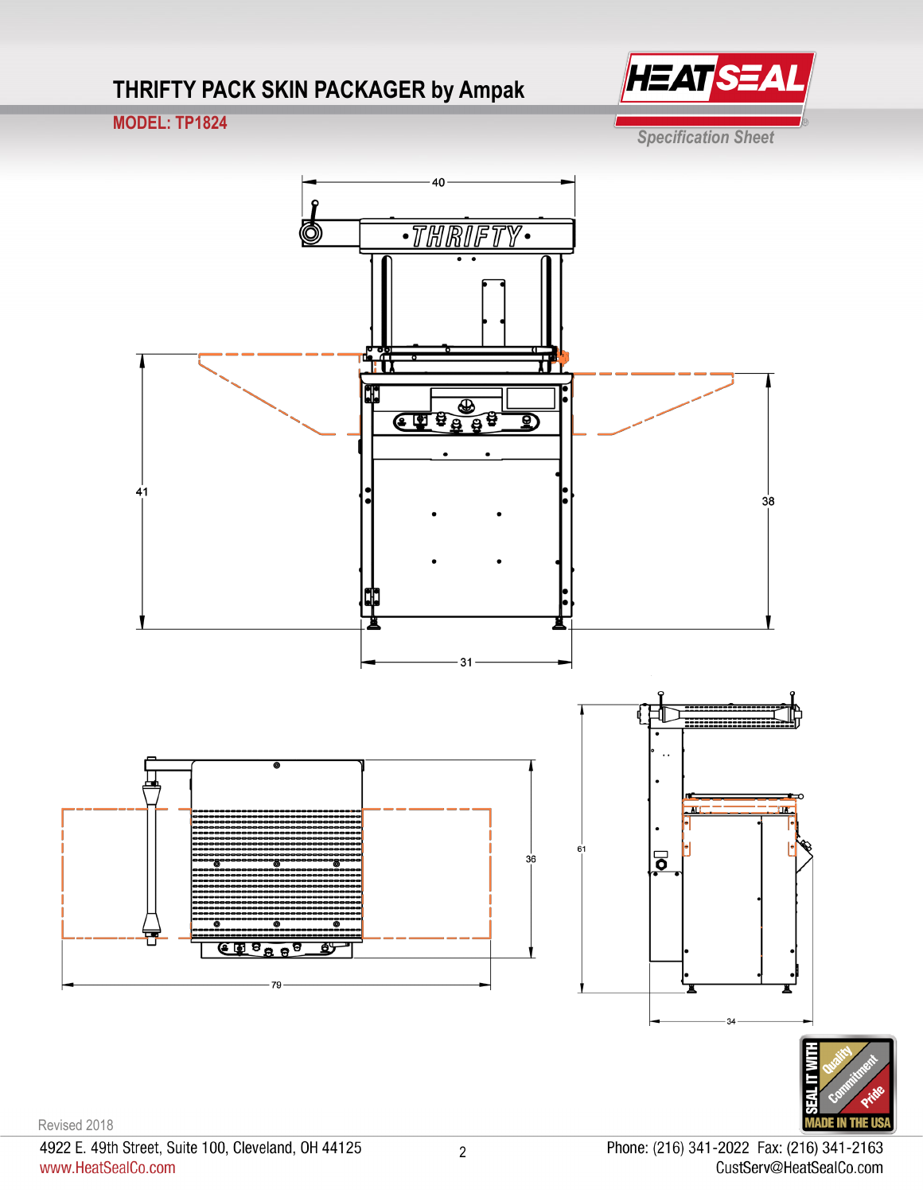# THRIFTY PACK SKIN PACKAGER by Ampak

**MODEL: TP1824**

HEATSEAL

*Specification Sheet*

40

THRIFTY

41

38

31

36

79

61

34

SEAL IT WITH Quality Commitment Pride MADE IN THE USA

Revised 2018

4922 E. 49th Street, Suite 100, Cleveland, OH 44125
www.HeatSealCo.com

Phone: (216) 341-2022 Fax: (216) 341-2163
CustServ@HeatSealCo.com